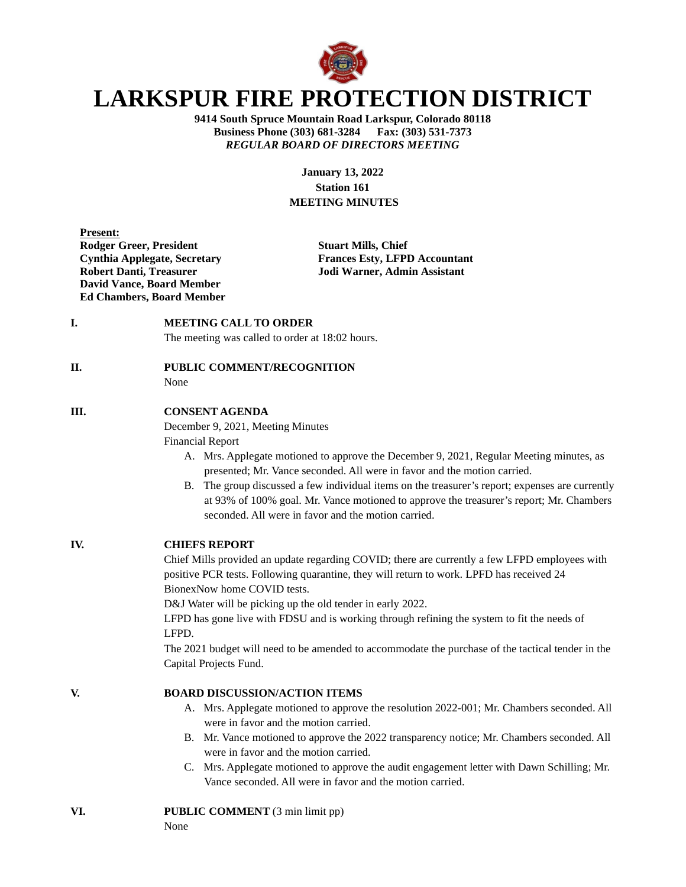# LARKSPUR FIRE PROTECTION DISTRICT

**9414 South Spruce Mountain Road Larkspur, Colorado 80118**
**Business Phone (303) 681-3284 Fax: (303) 531-7373**
***REGULAR BOARD OF DIRECTORS MEETING***

**January 13, 2022**
**Station 161**
**MEETING MINUTES**

**Present:**

**Rodger Greer, President**
**Cynthia Applegate, Secretary**
**Robert Danti, Treasurer**
**David Vance, Board Member**
**Ed Chambers, Board Member**

**Stuart Mills, Chief**
**Frances Esty, LFPD Accountant**
**Jodi Warner, Admin Assistant**

**I. MEETING CALL TO ORDER**

The meeting was called to order at 18:02 hours.

**II. PUBLIC COMMENT/RECOGNITION**

None

**III. CONSENT AGENDA**

December 9, 2021, Meeting Minutes
Financial Report

A. Mrs. Applegate motioned to approve the December 9, 2021, Regular Meeting minutes, as presented; Mr. Vance seconded. All were in favor and the motion carried.
B. The group discussed a few individual items on the treasurer's report; expenses are currently at 93% of 100% goal. Mr. Vance motioned to approve the treasurer's report; Mr. Chambers seconded. All were in favor and the motion carried.

**IV. CHIEFS REPORT**

Chief Mills provided an update regarding COVID; there are currently a few LFPD employees with positive PCR tests. Following quarantine, they will return to work. LFPD has received 24 BionexNow home COVID tests.

D&J Water will be picking up the old tender in early 2022.

LFPD has gone live with FDSU and is working through refining the system to fit the needs of LFPD.

The 2021 budget will need to be amended to accommodate the purchase of the tactical tender in the Capital Projects Fund.

**V. BOARD DISCUSSION/ACTION ITEMS**

A. Mrs. Applegate motioned to approve the resolution 2022-001; Mr. Chambers seconded. All were in favor and the motion carried.
B. Mr. Vance motioned to approve the 2022 transparency notice; Mr. Chambers seconded. All were in favor and the motion carried.
C. Mrs. Applegate motioned to approve the audit engagement letter with Dawn Schilling; Mr. Vance seconded. All were in favor and the motion carried.

**VI. PUBLIC COMMENT** (3 min limit pp)

None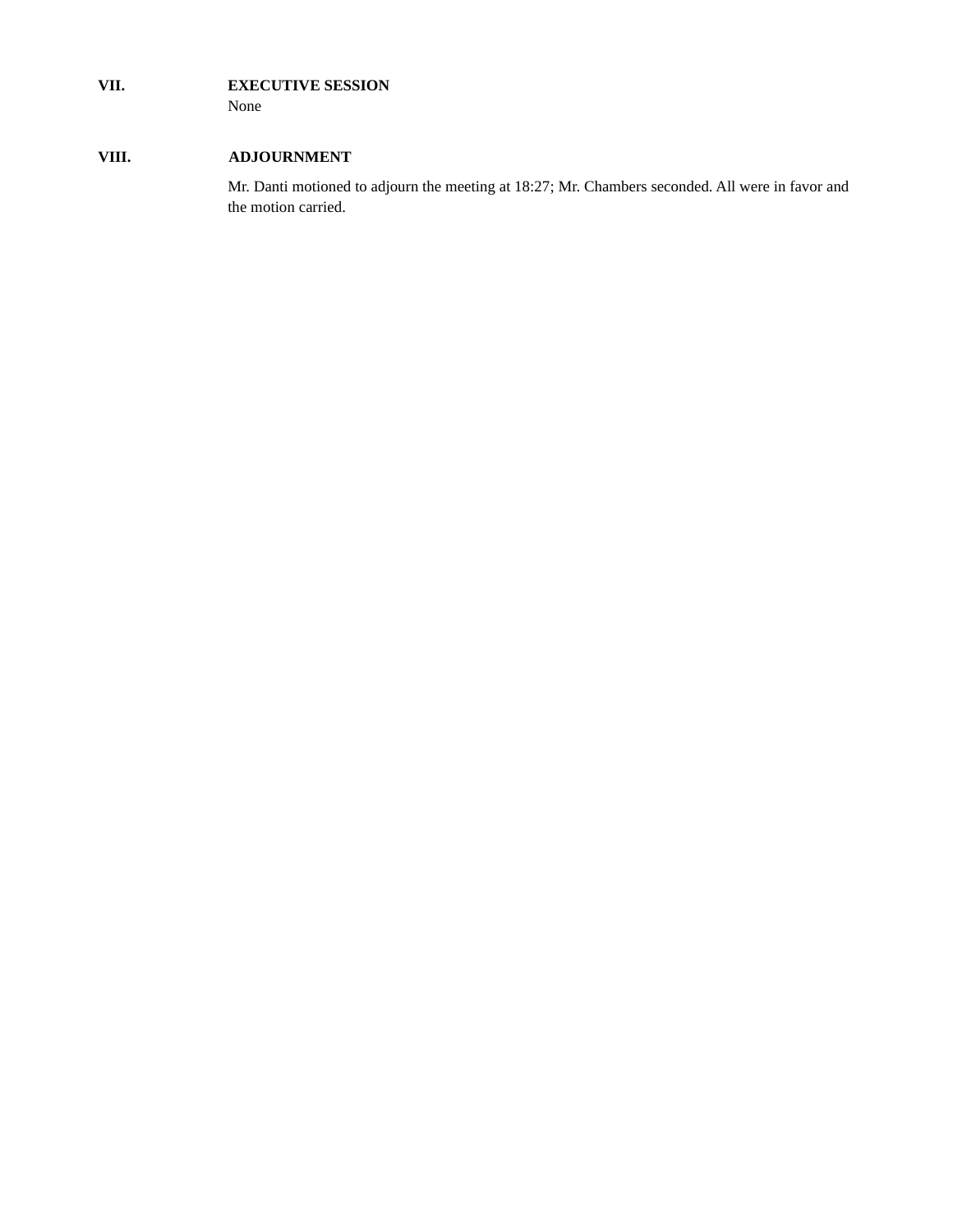## VII. EXECUTIVE SESSION

None

## VIII. ADJOURNMENT

Mr. Danti motioned to adjourn the meeting at 18:27; Mr. Chambers seconded. All were in favor and the motion carried.